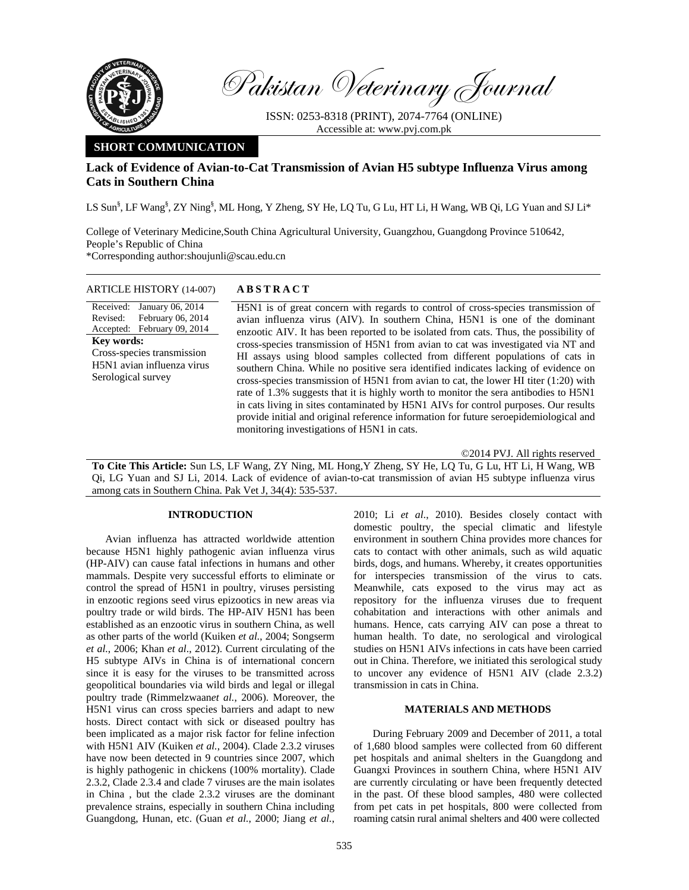# Pakistan Veterinary Journal

ISSN: 0253-8318 (PRINT), 2074-7764 (ONLINE)
Accessible at: www.pvj.com.pk

**SHORT COMMUNICATION**

## Lack of Evidence of Avian-to-Cat Transmission of Avian H5 subtype Influenza Virus among Cats in Southern China

LS Sun[§], LF Wang[§], ZY Ning[§], ML Hong, Y Zheng, SY He, LQ Tu, G Lu, HT Li, H Wang, WB Qi, LG Yuan and SJ Li*

College of Veterinary Medicine,South China Agricultural University, Guangzhou, Guangdong Province 510642, People's Republic of China
*Corresponding author:shoujunli@scau.edu.cn

**ARTICLE HISTORY** (14-007)

Received: January 06, 2014
Revised: February 06, 2014
Accepted: February 09, 2014

**Key words:**
Cross-species transmission
H5N1 avian influenza virus
Serological survey

**A B S T R A C T**

H5N1 is of great concern with regards to control of cross-species transmission of avian influenza virus (AIV). In southern China, H5N1 is one of the dominant enzootic AIV. It has been reported to be isolated from cats. Thus, the possibility of cross-species transmission of H5N1 from avian to cat was investigated via NT and HI assays using blood samples collected from different populations of cats in southern China. While no positive sera identified indicates lacking of evidence on cross-species transmission of H5N1 from avian to cat, the lower HI titer (1:20) with rate of 1.3% suggests that it is highly worth to monitor the sera antibodies to H5N1 in cats living in sites contaminated by H5N1 AIVs for control purposes. Our results provide initial and original reference information for future seroepidemiological and monitoring investigations of H5N1 in cats.

©2014 PVJ. All rights reserved

**To Cite This Article:** Sun LS, LF Wang, ZY Ning, ML Hong,Y Zheng, SY He, LQ Tu, G Lu, HT Li, H Wang, WB Qi, LG Yuan and SJ Li, 2014. Lack of evidence of avian-to-cat transmission of avian H5 subtype influenza virus among cats in Southern China. Pak Vet J, 34(4): 535-537.

## INTRODUCTION

Avian influenza has attracted worldwide attention because H5N1 highly pathogenic avian influenza virus (HP-AIV) can cause fatal infections in humans and other mammals. Despite very successful efforts to eliminate or control the spread of H5N1 in poultry, viruses persisting in enzootic regions seed virus epizootics in new areas via poultry trade or wild birds. The HP-AIV H5N1 has been established as an enzootic virus in southern China, as well as other parts of the world (Kuiken *et al.*, 2004; Songserm *et al.*, 2006; Khan *et al*., 2012). Current circulating of the H5 subtype AIVs in China is of international concern since it is easy for the viruses to be transmitted across geopolitical boundaries via wild birds and legal or illegal poultry trade (Rimmelzwaan*et al.*, 2006). Moreover, the H5N1 virus can cross species barriers and adapt to new hosts. Direct contact with sick or diseased poultry has been implicated as a major risk factor for feline infection with H5N1 AIV (Kuiken *et al.*, 2004). Clade 2.3.2 viruses have now been detected in 9 countries since 2007, which is highly pathogenic in chickens (100% mortality). Clade 2.3.2, Clade 2.3.4 and clade 7 viruses are the main isolates in China , but the clade 2.3.2 viruses are the dominant prevalence strains, especially in southern China including Guangdong, Hunan, etc. (Guan *et al.*, 2000; Jiang *et al.*, 2010; Li *et al*., 2010). Besides closely contact with domestic poultry, the special climatic and lifestyle environment in southern China provides more chances for cats to contact with other animals, such as wild aquatic birds, dogs, and humans. Whereby, it creates opportunities for interspecies transmission of the virus to cats. Meanwhile, cats exposed to the virus may act as repository for the influenza viruses due to frequent cohabitation and interactions with other animals and humans. Hence, cats carrying AIV can pose a threat to human health. To date, no serological and virological studies on H5N1 AIVs infections in cats have been carried out in China. Therefore, we initiated this serological study to uncover any evidence of H5N1 AIV (clade 2.3.2) transmission in cats in China.

## MATERIALS AND METHODS

During February 2009 and December of 2011, a total of 1,680 blood samples were collected from 60 different pet hospitals and animal shelters in the Guangdong and Guangxi Provinces in southern China, where H5N1 AIV are currently circulating or have been frequently detected in the past. Of these blood samples, 480 were collected from pet cats in pet hospitals, 800 were collected from roaming catsin rural animal shelters and 400 were collected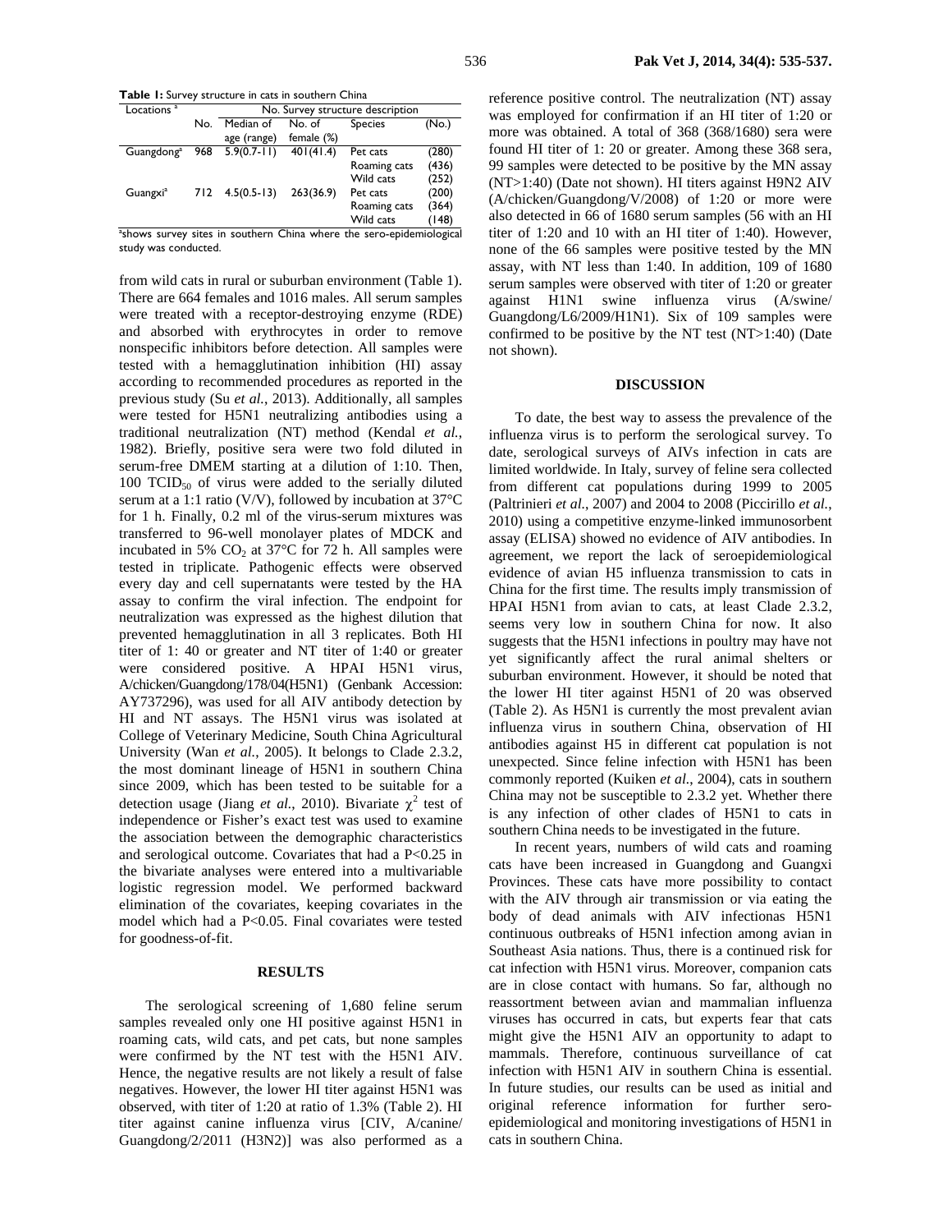**Table 1:** Survey structure in cats in southern China

| Locations [a] | No. Survey structure description | | | | |
|---|---|---|---|---|---|
| | No. | Median of age (range) | No. of female (%) | Species | (No.) |
| Guangdong[a] | 968 | 5.9(0.7-11) | 401(41.4) | Pet cats | (280) |
| | | | | Roaming cats | (436) |
| | | | | Wild cats | (252) |
| Guangxi[a] | 712 | 4.5(0.5-13) | 263(36.9) | Pet cats | (200) |
| | | | | Roaming cats | (364) |
| | | | | Wild cats | (148) |

[a]shows survey sites in southern China where the sero-epidemiological study was conducted.

from wild cats in rural or suburban environment (Table 1). There are 664 females and 1016 males. All serum samples were treated with a receptor-destroying enzyme (RDE) and absorbed with erythrocytes in order to remove nonspecific inhibitors before detection. All samples were tested with a hemagglutination inhibition (HI) assay according to recommended procedures as reported in the previous study (Su *et al.*, 2013). Additionally, all samples were tested for H5N1 neutralizing antibodies using a traditional neutralization (NT) method (Kendal *et al.*, 1982). Briefly, positive sera were two fold diluted in serum-free DMEM starting at a dilution of 1:10. Then, 100 $TCID_{50}$ of virus were added to the serially diluted serum at a 1:1 ratio (V/V), followed by incubation at 37°C for 1 h. Finally, 0.2 ml of the virus-serum mixtures was transferred to 96-well monolayer plates of MDCK and incubated in 5% $CO_2$ at 37°C for 72 h. All samples were tested in triplicate. Pathogenic effects were observed every day and cell supernatants were tested by the HA assay to confirm the viral infection. The endpoint for neutralization was expressed as the highest dilution that prevented hemagglutination in all 3 replicates. Both HI titer of 1: 40 or greater and NT titer of 1:40 or greater were considered positive. A HPAI H5N1 virus, A/chicken/Guangdong/178/04(H5N1) (Genbank Accession: AY737296), was used for all AIV antibody detection by HI and NT assays. The H5N1 virus was isolated at College of Veterinary Medicine, South China Agricultural University (Wan *et al.*, 2005). It belongs to Clade 2.3.2, the most dominant lineage of H5N1 in southern China since 2009, which has been tested to be suitable for a detection usage (Jiang *et al.*, 2010). Bivariate $\chi^2$ test of independence or Fisher's exact test was used to examine the association between the demographic characteristics and serological outcome. Covariates that had a P<0.25 in the bivariate analyses were entered into a multivariable logistic regression model. We performed backward elimination of the covariates, keeping covariates in the model which had a P<0.05. Final covariates were tested for goodness-of-fit.

## RESULTS

The serological screening of 1,680 feline serum samples revealed only one HI positive against H5N1 in roaming cats, wild cats, and pet cats, but none samples were confirmed by the NT test with the H5N1 AIV. Hence, the negative results are not likely a result of false negatives. However, the lower HI titer against H5N1 was observed, with titer of 1:20 at ratio of 1.3% (Table 2). HI titer against canine influenza virus [CIV, A/canine/Guangdong/2/2011 (H3N2)] was also performed as a reference positive control. The neutralization (NT) assay was employed for confirmation if an HI titer of 1:20 or more was obtained. A total of 368 (368/1680) sera were found HI titer of 1: 20 or greater. Among these 368 sera, 99 samples were detected to be positive by the MN assay (NT>1:40) (Date not shown). HI titers against H9N2 AIV (A/chicken/Guangdong/V/2008) of 1:20 or more were also detected in 66 of 1680 serum samples (56 with an HI titer of 1:20 and 10 with an HI titer of 1:40). However, none of the 66 samples were positive tested by the MN assay, with NT less than 1:40. In addition, 109 of 1680 serum samples were observed with titer of 1:20 or greater against H1N1 swine influenza virus (A/swine/Guangdong/L6/2009/H1N1). Six of 109 samples were confirmed to be positive by the NT test (NT>1:40) (Date not shown).

## DISCUSSION

To date, the best way to assess the prevalence of the influenza virus is to perform the serological survey. To date, serological surveys of AIVs infection in cats are limited worldwide. In Italy, survey of feline sera collected from different cat populations during 1999 to 2005 (Paltrinieri *et al.*, 2007) and 2004 to 2008 (Piccirillo *et al.*, 2010) using a competitive enzyme-linked immunosorbent assay (ELISA) showed no evidence of AIV antibodies. In agreement, we report the lack of seroepidemiological evidence of avian H5 influenza transmission to cats in China for the first time. The results imply transmission of HPAI H5N1 from avian to cats, at least Clade 2.3.2, seems very low in southern China for now. It also suggests that the H5N1 infections in poultry may have not yet significantly affect the rural animal shelters or suburban environment. However, it should be noted that the lower HI titer against H5N1 of 20 was observed (Table 2). As H5N1 is currently the most prevalent avian influenza virus in southern China, observation of HI antibodies against H5 in different cat population is not unexpected. Since feline infection with H5N1 has been commonly reported (Kuiken *et al.*, 2004), cats in southern China may not be susceptible to 2.3.2 yet. Whether there is any infection of other clades of H5N1 to cats in southern China needs to be investigated in the future.

In recent years, numbers of wild cats and roaming cats have been increased in Guangdong and Guangxi Provinces. These cats have more possibility to contact with the AIV through air transmission or via eating the body of dead animals with AIV infectionas H5N1 continuous outbreaks of H5N1 infection among avian in Southeast Asia nations. Thus, there is a continued risk for cat infection with H5N1 virus. Moreover, companion cats are in close contact with humans. So far, although no reassortment between avian and mammalian influenza viruses has occurred in cats, but experts fear that cats might give the H5N1 AIV an opportunity to adapt to mammals. Therefore, continuous surveillance of cat infection with H5N1 AIV in southern China is essential. In future studies, our results can be used as initial and original reference information for further sero-epidemiological and monitoring investigations of H5N1 in cats in southern China.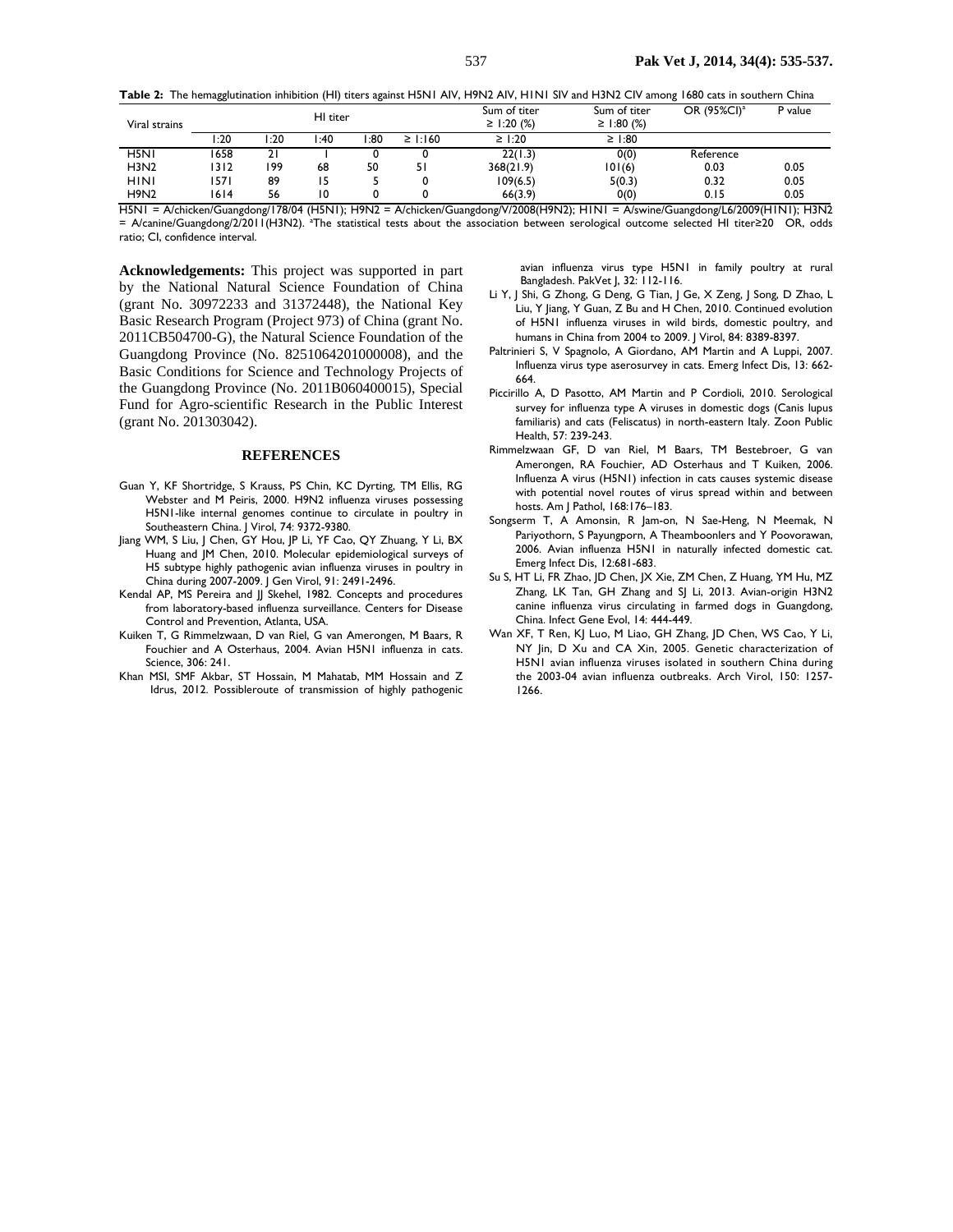**Table 2:** The hemagglutination inhibition (HI) titers against H5N1 AIV, H9N2 AIV, H1N1 SIV and H3N2 CIV among 1680 cats in southern China

| Viral strains | HI titer | | | | | Sum of titer ≥ 1:20 (%) | Sum of titer ≥ 1:80 (%) | OR (95%CI)[a] | P value |
|---|---|---|---|---|---|---|---|---|---|
| | 1:20 | 1:20 | 1:40 | 1:80 | ≥ 1:160 | ≥ 1:20 | ≥ 1:80 | | |
| H5N1 | 1658 | 21 | 1 | 0 | 0 | 22(1.3) | 0(0) | Reference | |
| H3N2 | 1312 | 199 | 68 | 50 | 51 | 368(21.9) | 101(6) | 0.03 | 0.05 |
| H1N1 | 1571 | 89 | 15 | 5 | 0 | 109(6.5) | 5(0.3) | 0.32 | 0.05 |
| H9N2 | 1614 | 56 | 10 | 0 | 0 | 66(3.9) | 0(0) | 0.15 | 0.05 |

H5N1 = A/chicken/Guangdong/178/04 (H5N1); H9N2 = A/chicken/Guangdong/V/2008(H9N2); H1N1 = A/swine/Guangdong/L6/2009(H1N1); H3N2 = A/canine/Guangdong/2/2011(H3N2). [a]The statistical tests about the association between serological outcome selected HI titer≥20 OR, odds ratio; CI, confidence interval.

**Acknowledgements:** This project was supported in part by the National Natural Science Foundation of China (grant No. 30972233 and 31372448), the National Key Basic Research Program (Project 973) of China (grant No. 2011CB504700-G), the Natural Science Foundation of the Guangdong Province (No. 8251064201000008), and the Basic Conditions for Science and Technology Projects of the Guangdong Province (No. 2011B060400015), Special Fund for Agro-scientific Research in the Public Interest (grant No. 201303042).

## REFERENCES

Guan Y, KF Shortridge, S Krauss, PS Chin, KC Dyrting, TM Ellis, RG Webster and M Peiris, 2000. H9N2 influenza viruses possessing H5N1-like internal genomes continue to circulate in poultry in Southeastern China. J Virol, 74: 9372-9380.

Jiang WM, S Liu, J Chen, GY Hou, JP Li, YF Cao, QY Zhuang, Y Li, BX Huang and JM Chen, 2010. Molecular epidemiological surveys of H5 subtype highly pathogenic avian influenza viruses in poultry in China during 2007-2009. J Gen Virol, 91: 2491-2496.

Kendal AP, MS Pereira and JJ Skehel, 1982. Concepts and procedures from laboratory-based influenza surveillance. Centers for Disease Control and Prevention, Atlanta, USA.

Kuiken T, G Rimmelzwaan, D van Riel, G van Amerongen, M Baars, R Fouchier and A Osterhaus, 2004. Avian H5N1 influenza in cats. Science, 306: 241.

Khan MSI, SMF Akbar, ST Hossain, M Mahatab, MM Hossain and Z Idrus, 2012. Possibleroute of transmission of highly pathogenic avian influenza virus type H5N1 in family poultry at rural Bangladesh. PakVet J, 32: 112-116.

Li Y, J Shi, G Zhong, G Deng, G Tian, J Ge, X Zeng, J Song, D Zhao, L Liu, Y Jiang, Y Guan, Z Bu and H Chen, 2010. Continued evolution of H5N1 influenza viruses in wild birds, domestic poultry, and humans in China from 2004 to 2009. J Virol, 84: 8389-8397.

Paltrinieri S, V Spagnolo, A Giordano, AM Martin and A Luppi, 2007. Influenza virus type aserosurvey in cats. Emerg Infect Dis, 13: 662-664.

Piccirillo A, D Pasotto, AM Martin and P Cordioli, 2010. Serological survey for influenza type A viruses in domestic dogs (Canis lupus familiaris) and cats (Feliscatus) in north-eastern Italy. Zoon Public Health, 57: 239-243.

Rimmelzwaan GF, D van Riel, M Baars, TM Bestebroer, G van Amerongen, RA Fouchier, AD Osterhaus and T Kuiken, 2006. Influenza A virus (H5N1) infection in cats causes systemic disease with potential novel routes of virus spread within and between hosts. Am J Pathol, 168:176–183.

Songserm T, A Amonsin, R Jam-on, N Sae-Heng, N Meemak, N Pariyothorn, S Payungporn, A Theamboonlers and Y Poovorawan, 2006. Avian influenza H5N1 in naturally infected domestic cat. Emerg Infect Dis, 12:681-683.

Su S, HT Li, FR Zhao, JD Chen, JX Xie, ZM Chen, Z Huang, YM Hu, MZ Zhang, LK Tan, GH Zhang and SJ Li, 2013. Avian-origin H3N2 canine influenza virus circulating in farmed dogs in Guangdong, China. Infect Gene Evol, 14: 444-449.

Wan XF, T Ren, KJ Luo, M Liao, GH Zhang, JD Chen, WS Cao, Y Li, NY Jin, D Xu and CA Xin, 2005. Genetic characterization of H5N1 avian influenza viruses isolated in southern China during the 2003-04 avian influenza outbreaks. Arch Virol, 150: 1257-1266.